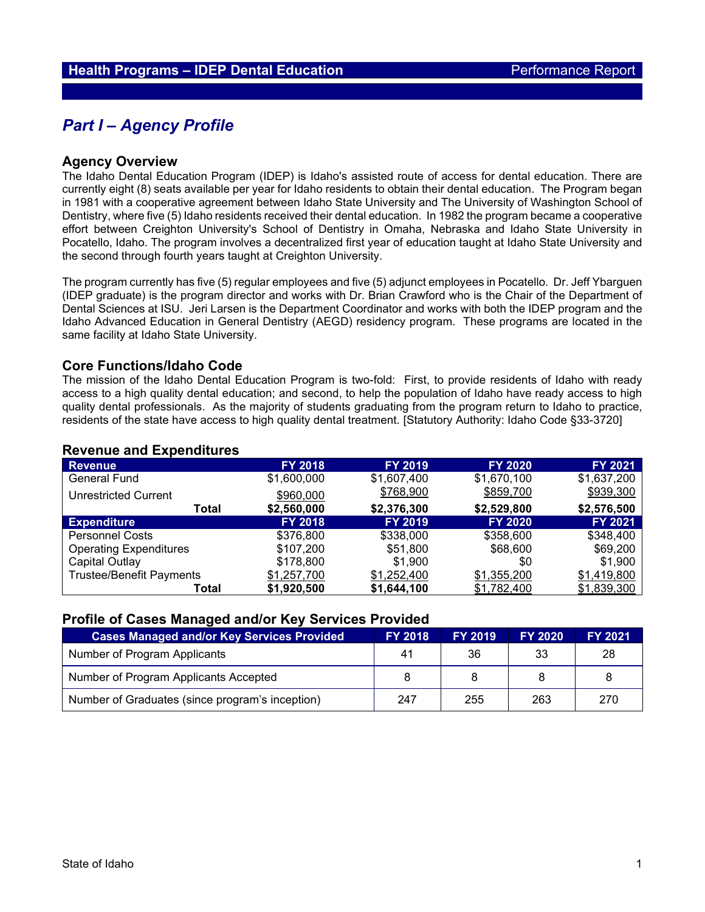## Health Programs – IDEP Dental Education — Performance Report

# *Part I – Agency Profile*

### Agency Overview

The Idaho Dental Education Program (IDEP) is Idaho's assisted route of access for dental education. There are currently eight (8) seats available per year for Idaho residents to obtain their dental education. The Program began in 1981 with a cooperative agreement between Idaho State University and The University of Washington School of Dentistry, where five (5) Idaho residents received their dental education. In 1982 the program became a cooperative effort between Creighton University's School of Dentistry in Omaha, Nebraska and Idaho State University in Pocatello, Idaho. The program involves a decentralized first year of education taught at Idaho State University and the second through fourth years taught at Creighton University.

The program currently has five (5) regular employees and five (5) adjunct employees in Pocatello. Dr. Jeff Ybarguen (IDEP graduate) is the program director and works with Dr. Brian Crawford who is the Chair of the Department of Dental Sciences at ISU. Jeri Larsen is the Department Coordinator and works with both the IDEP program and the Idaho Advanced Education in General Dentistry (AEGD) residency program. These programs are located in the same facility at Idaho State University.

### Core Functions/Idaho Code

The mission of the Idaho Dental Education Program is two-fold: First, to provide residents of Idaho with ready access to a high quality dental education; and second, to help the population of Idaho have ready access to high quality dental professionals. As the majority of students graduating from the program return to Idaho to practice, residents of the state have access to high quality dental treatment. [Statutory Authority: Idaho Code §33-3720]

### Revenue and Expenditures

| Revenue | FY 2018 | FY 2019 | FY 2020 | FY 2021 |
|---|---|---|---|---|
| General Fund | $1,600,000 | $1,607,400 | $1,670,100 | $1,637,200 |
| Unrestricted Current | $960,000 | $768,900 | $859,700 | $939,300 |
| **Total** | **$2,560,000** | **$2,376,300** | **$2,529,800** | **$2,576,500** |
| **Expenditure** | **FY 2018** | **FY 2019** | **FY 2020** | **FY 2021** |
| Personnel Costs | $376,800 | $338,000 | $358,600 | $348,400 |
| Operating Expenditures | $107,200 | $51,800 | $68,600 | $69,200 |
| Capital Outlay | $178,800 | $1,900 | $0 | $1,900 |
| Trustee/Benefit Payments | $1,257,700 | $1,252,400 | $1,355,200 | $1,419,800 |
| **Total** | **$1,920,500** | **$1,644,100** | $1,782,400 | $1,839,300 |

### Profile of Cases Managed and/or Key Services Provided

| Cases Managed and/or Key Services Provided | FY 2018 | FY 2019 | FY 2020 | FY 2021 |
|---|---|---|---|---|
| Number of Program Applicants | 41 | 36 | 33 | 28 |
| Number of Program Applicants Accepted | 8 | 8 | 8 | 8 |
| Number of Graduates (since program's inception) | 247 | 255 | 263 | 270 |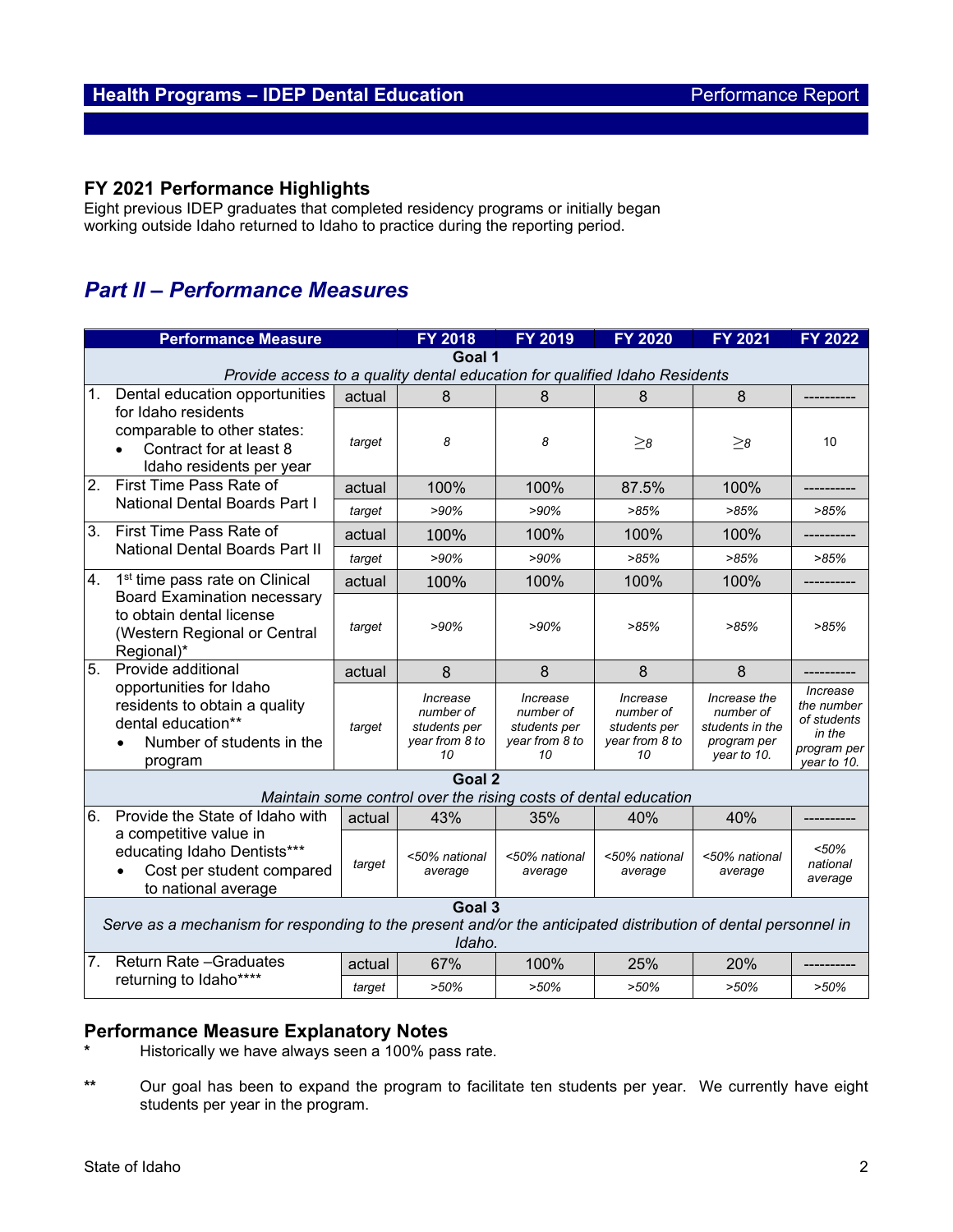## FY 2021 Performance Highlights

Eight previous IDEP graduates that completed residency programs or initially began working outside Idaho returned to Idaho to practice during the reporting period.

# *Part II – Performance Measures*

| Performance Measure | | FY 2018 | FY 2019 | FY 2020 | FY 2021 | FY 2022 |
|---|---|---|---|---|---|---|
| **Goal 1** *Provide access to a quality dental education for qualified Idaho Residents* | | | | | | |
| 1. Dental education opportunities for Idaho residents comparable to other states: • Contract for at least 8 Idaho residents per year | actual | 8 | 8 | 8 | 8 | ---------- |
| | *target* | *8* | *8* | ≥*8* | ≥*8* | 10 |
| 2. First Time Pass Rate of National Dental Boards Part I | actual | 100% | 100% | 87.5% | 100% | ---------- |
| | *target* | *>90%* | *>90%* | *>85%* | *>85%* | *>85%* |
| 3. First Time Pass Rate of National Dental Boards Part II | actual | 100% | 100% | 100% | 100% | ---------- |
| | *target* | *>90%* | *>90%* | *>85%* | *>85%* | *>85%* |
| 4. 1st time pass rate on Clinical Board Examination necessary to obtain dental license (Western Regional or Central Regional)* | actual | 100% | 100% | 100% | 100% | ---------- |
| | *target* | *>90%* | *>90%* | *>85%* | *>85%* | *>85%* |
| 5. Provide additional opportunities for Idaho residents to obtain a quality dental education** • Number of students in the program | actual | 8 | 8 | 8 | 8 | ---------- |
| | *target* | *Increase number of students per year from 8 to 10* | *Increase number of students per year from 8 to 10* | *Increase number of students per year from 8 to 10* | *Increase the number of students in the program per year to 10.* | *Increase the number of students in the program per year to 10.* |
| **Goal 2** *Maintain some control over the rising costs of dental education* | | | | | | |
| 6. Provide the State of Idaho with a competitive value in educating Idaho Dentists*** • Cost per student compared to national average | actual | 43% | 35% | 40% | 40% | ---------- |
| | *target* | *<50% national average* | *<50% national average* | *<50% national average* | *<50% national average* | *<50% national average* |
| **Goal 3** *Serve as a mechanism for responding to the present and/or the anticipated distribution of dental personnel in Idaho.* | | | | | | |
| 7. Return Rate –Graduates returning to Idaho**** | actual | 67% | 100% | 25% | 20% | ---------- |
| | *target* | *>50%* | *>50%* | *>50%* | *>50%* | *>50%* |

## Performance Measure Explanatory Notes

\* Historically we have always seen a 100% pass rate.

\*\* Our goal has been to expand the program to facilitate ten students per year. We currently have eight students per year in the program.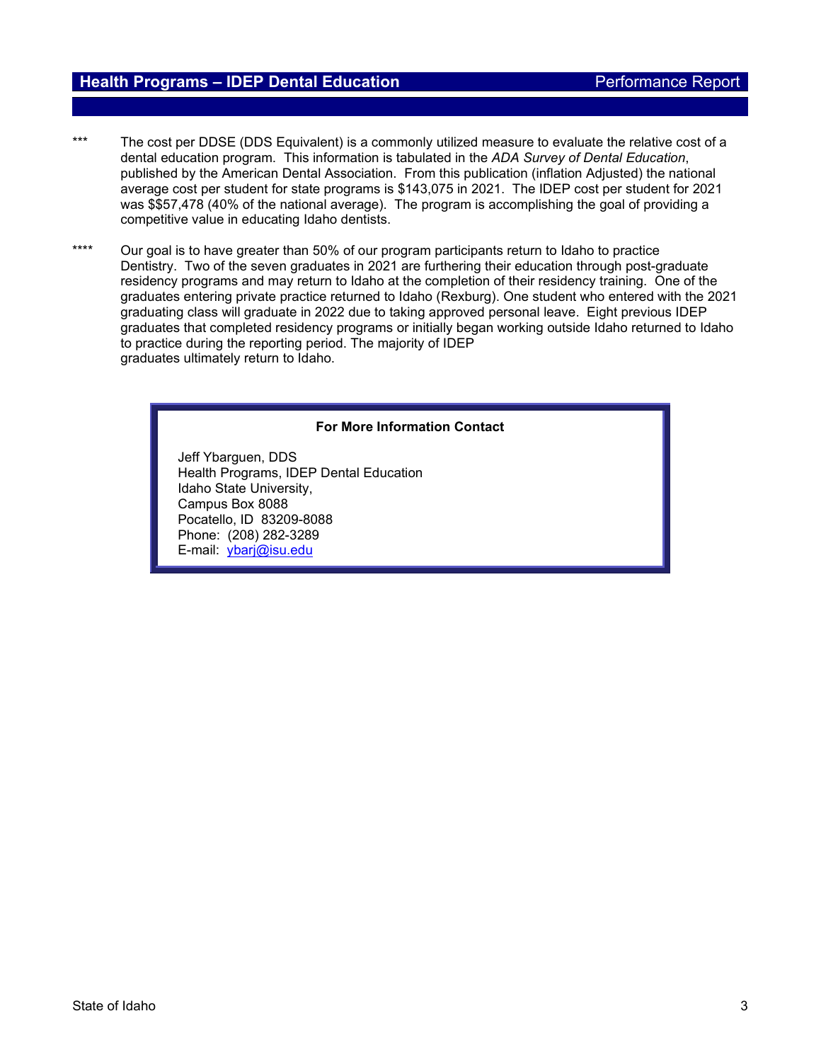*** The cost per DDSE (DDS Equivalent) is a commonly utilized measure to evaluate the relative cost of a dental education program. This information is tabulated in the *ADA Survey of Dental Education*, published by the American Dental Association. From this publication (inflation Adjusted) the national average cost per student for state programs is $143,075 in 2021. The IDEP cost per student for 2021 was $$57,478 (40% of the national average). The program is accomplishing the goal of providing a competitive value in educating Idaho dentists.

**** Our goal is to have greater than 50% of our program participants return to Idaho to practice Dentistry. Two of the seven graduates in 2021 are furthering their education through post-graduate residency programs and may return to Idaho at the completion of their residency training. One of the graduates entering private practice returned to Idaho (Rexburg). One student who entered with the 2021 graduating class will graduate in 2022 due to taking approved personal leave. Eight previous IDEP graduates that completed residency programs or initially began working outside Idaho returned to Idaho to practice during the reporting period. The majority of IDEP graduates ultimately return to Idaho.

**For More Information Contact**

Jeff Ybarguen, DDS
Health Programs, IDEP Dental Education
Idaho State University,
Campus Box 8088
Pocatello, ID 83209-8088
Phone: (208) 282-3289
E-mail: ybarj@isu.edu